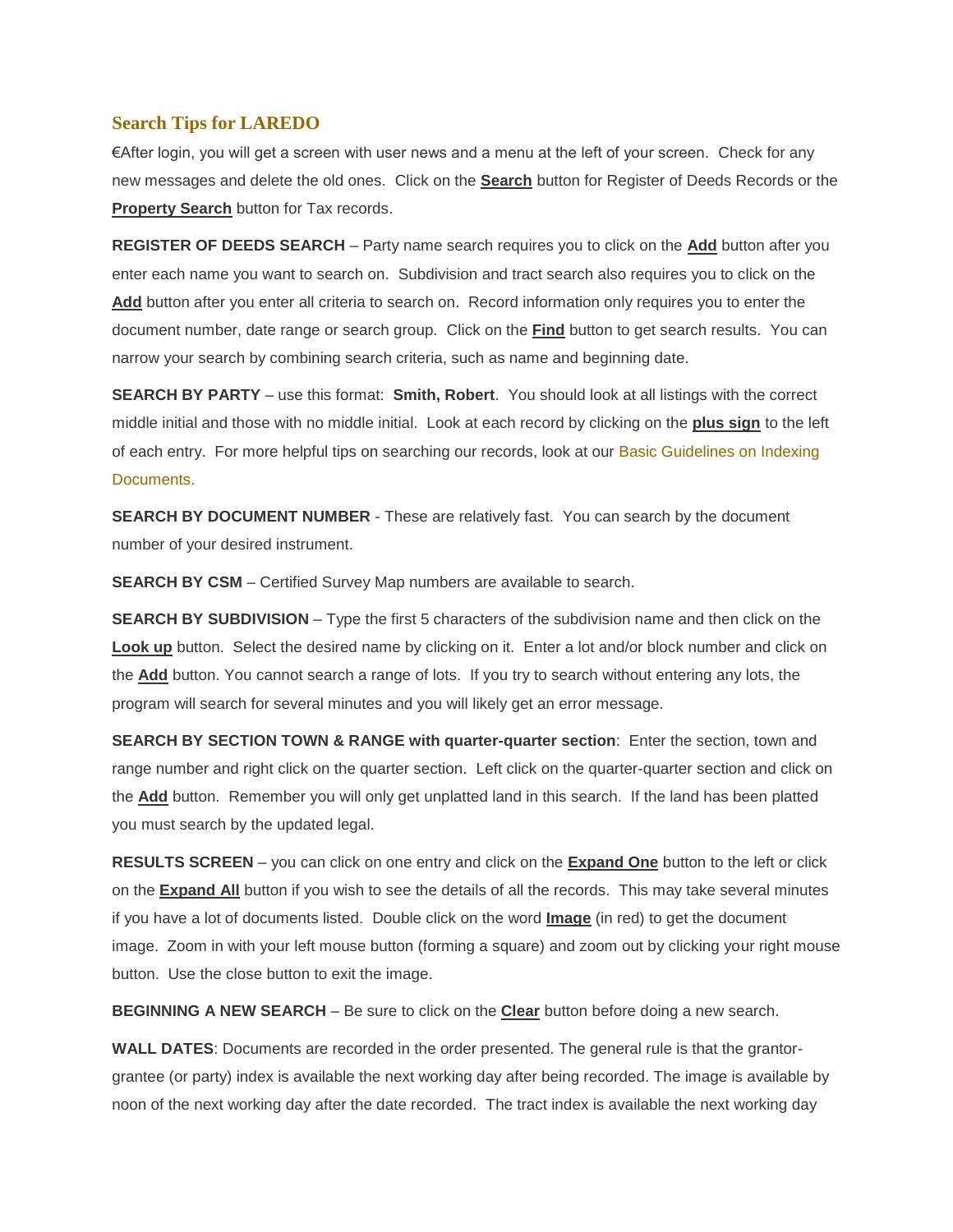## Search Tips for LAREDO

€After login, you will get a screen with user news and a menu at the left of your screen. Check for any new messages and delete the old ones. Click on the **Search** button for Register of Deeds Records or the **Property Search** button for Tax records.

**REGISTER OF DEEDS SEARCH** – Party name search requires you to click on the **Add** button after you enter each name you want to search on. Subdivision and tract search also requires you to click on the **Add** button after you enter all criteria to search on. Record information only requires you to enter the document number, date range or search group. Click on the **Find** button to get search results. You can narrow your search by combining search criteria, such as name and beginning date.

**SEARCH BY PARTY** – use this format: **Smith, Robert**. You should look at all listings with the correct middle initial and those with no middle initial. Look at each record by clicking on the **plus sign** to the left of each entry. For more helpful tips on searching our records, look at our Basic Guidelines on Indexing Documents.

**SEARCH BY DOCUMENT NUMBER** - These are relatively fast. You can search by the document number of your desired instrument.

**SEARCH BY CSM** – Certified Survey Map numbers are available to search.

**SEARCH BY SUBDIVISION** – Type the first 5 characters of the subdivision name and then click on the **Look up** button. Select the desired name by clicking on it. Enter a lot and/or block number and click on the **Add** button. You cannot search a range of lots. If you try to search without entering any lots, the program will search for several minutes and you will likely get an error message.

**SEARCH BY SECTION TOWN & RANGE with quarter-quarter section**: Enter the section, town and range number and right click on the quarter section. Left click on the quarter-quarter section and click on the **Add** button. Remember you will only get unplatted land in this search. If the land has been platted you must search by the updated legal.

**RESULTS SCREEN** – you can click on one entry and click on the **Expand One** button to the left or click on the **Expand All** button if you wish to see the details of all the records. This may take several minutes if you have a lot of documents listed. Double click on the word **Image** (in red) to get the document image. Zoom in with your left mouse button (forming a square) and zoom out by clicking your right mouse button. Use the close button to exit the image.

**BEGINNING A NEW SEARCH** – Be sure to click on the **Clear** button before doing a new search.

**WALL DATES**: Documents are recorded in the order presented. The general rule is that the grantor-grantee (or party) index is available the next working day after being recorded. The image is available by noon of the next working day after the date recorded. The tract index is available the next working day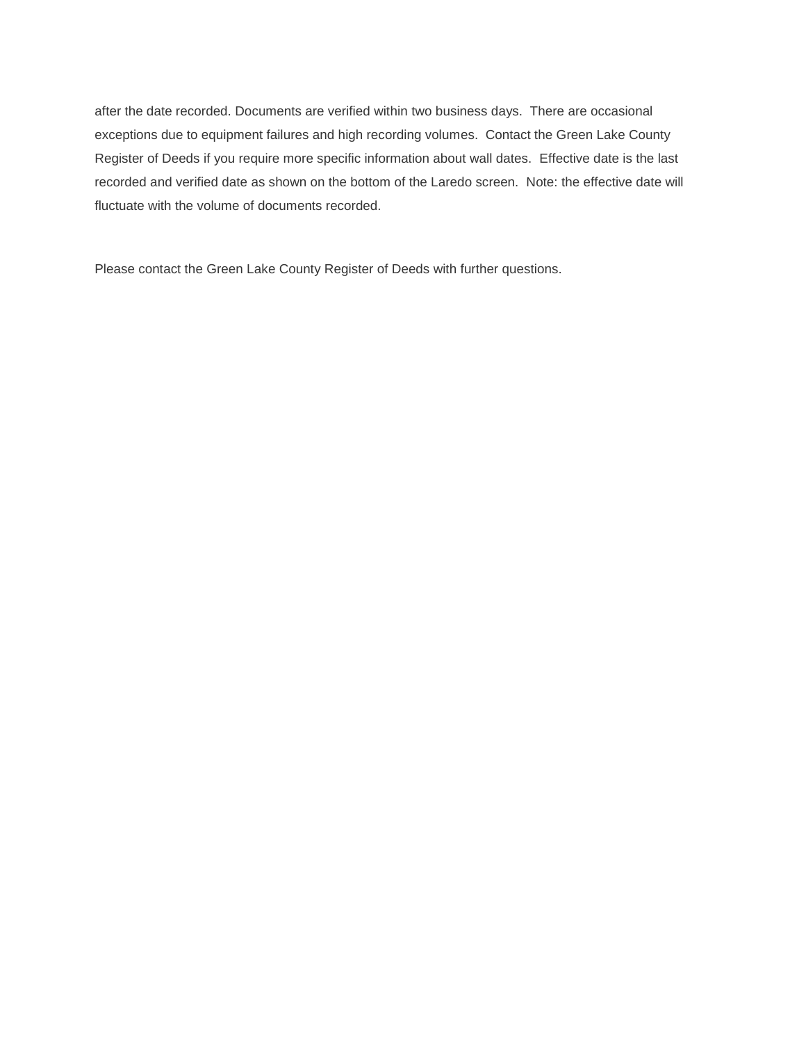after the date recorded. Documents are verified within two business days. There are occasional exceptions due to equipment failures and high recording volumes. Contact the Green Lake County Register of Deeds if you require more specific information about wall dates. Effective date is the last recorded and verified date as shown on the bottom of the Laredo screen. Note: the effective date will fluctuate with the volume of documents recorded.

Please contact the Green Lake County Register of Deeds with further questions.